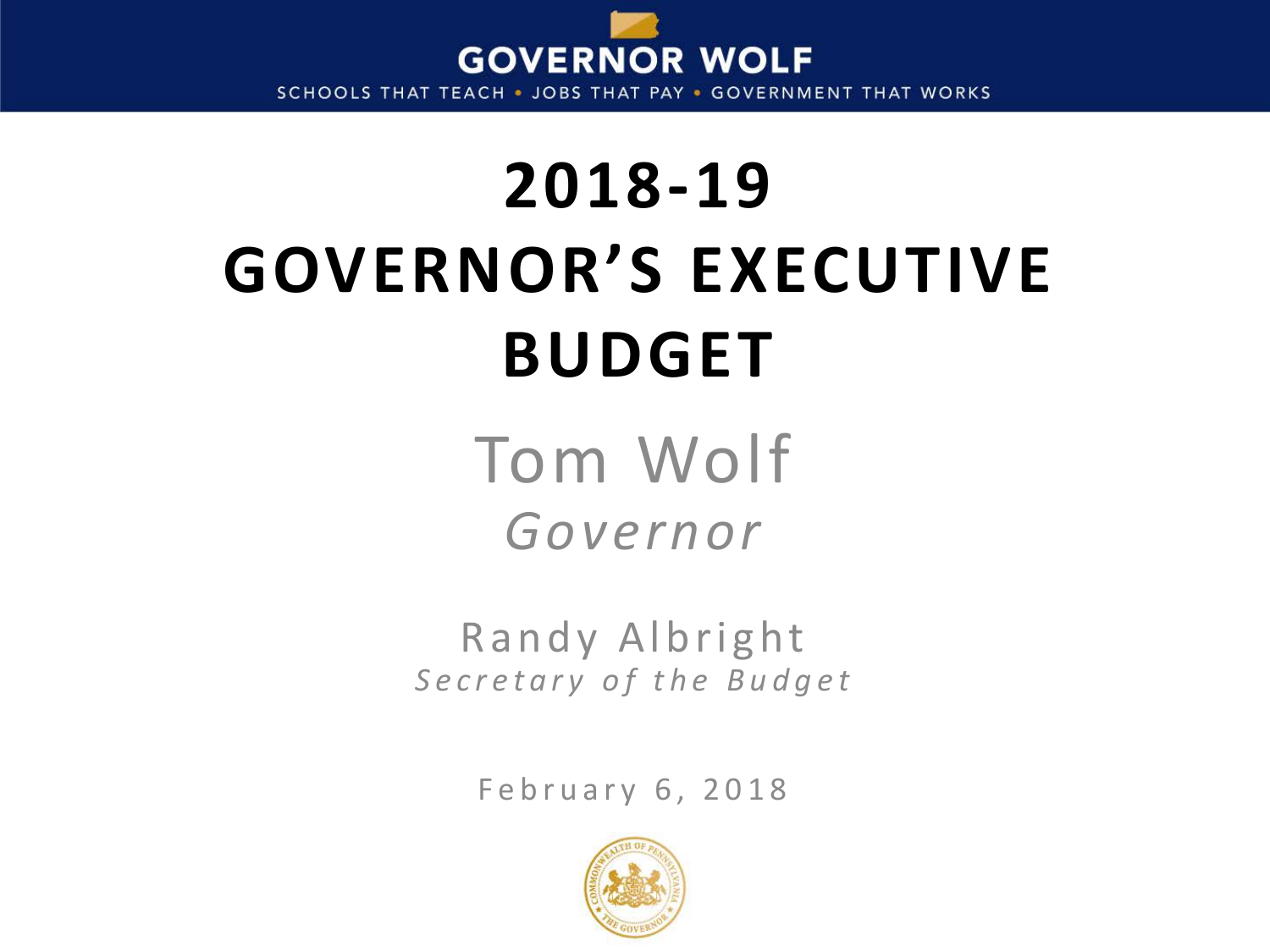**GOVERNOR WOLF**

SCHOOLS THAT TEACH • JOBS THAT PAY • GOVERNMENT THAT WORKS

# 2018-19 GOVERNOR'S EXECUTIVE BUDGET

Tom Wolf
*Governor*

Randy Albright
*Secretary of the Budget*

February 6, 2018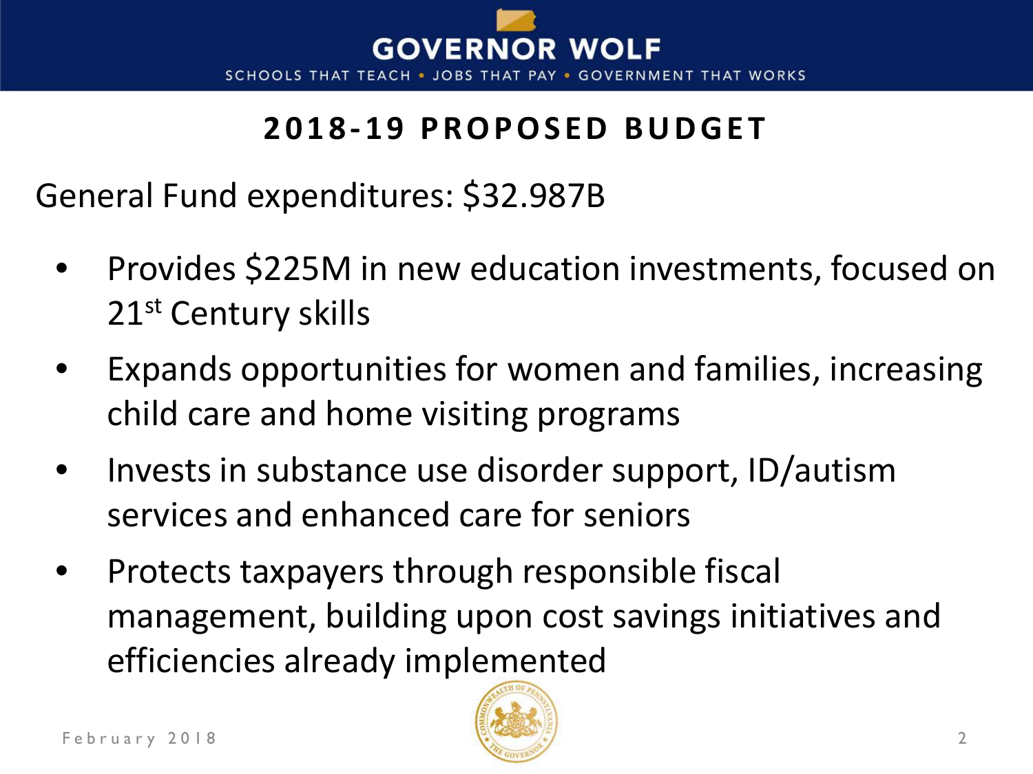## 2018-19 PROPOSED BUDGET

General Fund expenditures: $32.987B

- Provides $225M in new education investments, focused on 21st Century skills
- Expands opportunities for women and families, increasing child care and home visiting programs
- Invests in substance use disorder support, ID/autism services and enhanced care for seniors
- Protects taxpayers through responsible fiscal management, building upon cost savings initiatives and efficiencies already implemented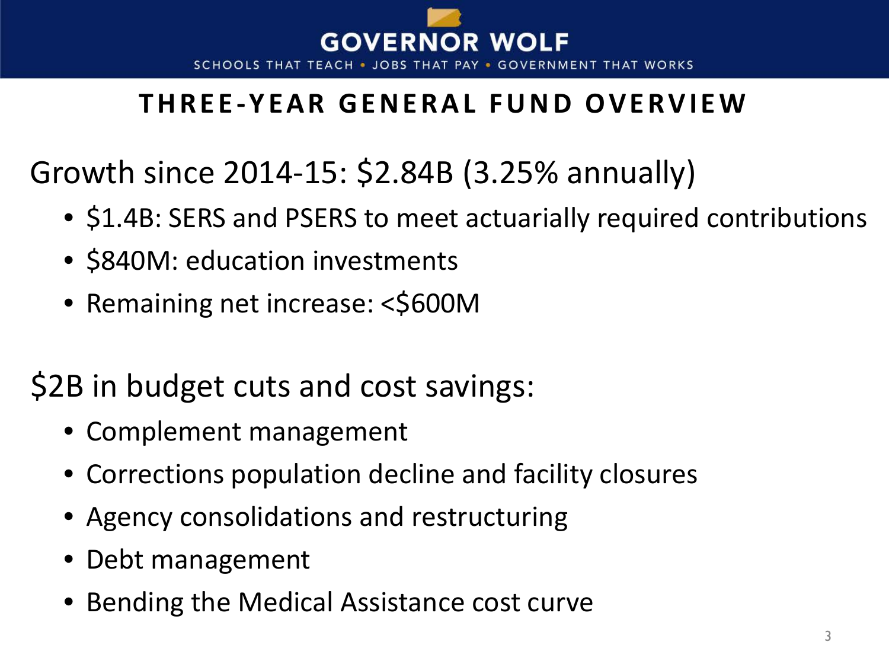# THREE-YEAR GENERAL FUND OVERVIEW

## Growth since 2014-15: $2.84B (3.25% annually)

- $1.4B: SERS and PSERS to meet actuarially required contributions
- $840M: education investments
- Remaining net increase: <$600M

## $2B in budget cuts and cost savings:

- Complement management
- Corrections population decline and facility closures
- Agency consolidations and restructuring
- Debt management
- Bending the Medical Assistance cost curve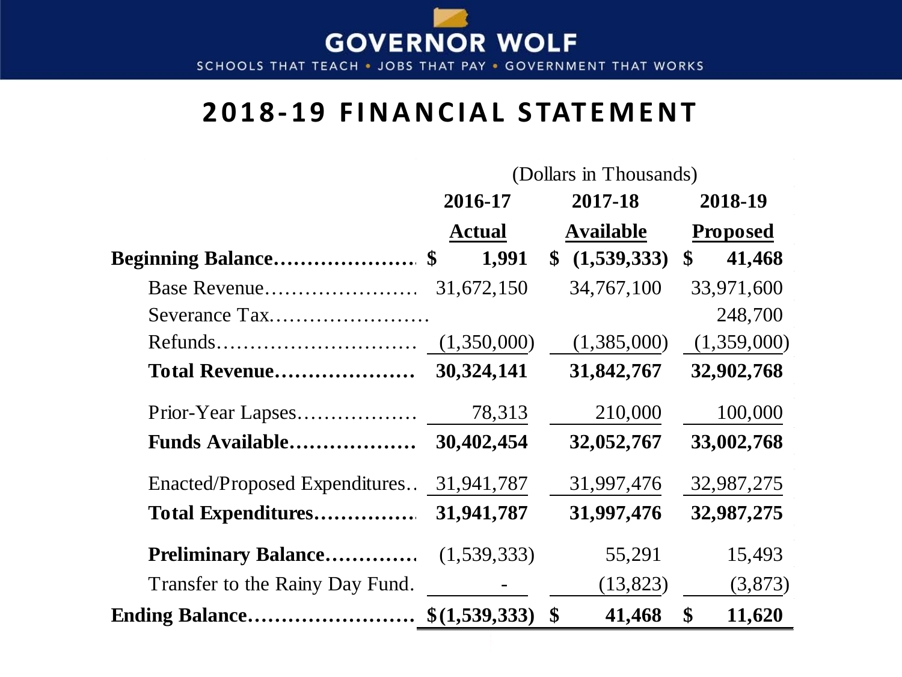GOVERNOR WOLF

SCHOOLS THAT TEACH • JOBS THAT PAY • GOVERNMENT THAT WORKS

# 2018-19 FINANCIAL STATEMENT

(Dollars in Thousands)

| | 2016-17 Actual | 2017-18 Available | 2018-19 Proposed |
|---|---|---|---|
| **Beginning Balance** | **$ 1,991** | **$ (1,539,333)** | **$ 41,468** |
| Base Revenue | 31,672,150 | 34,767,100 | 33,971,600 |
| Severance Tax | | | 248,700 |
| Refunds | (1,350,000) | (1,385,000) | (1,359,000) |
| **Total Revenue** | **30,324,141** | **31,842,767** | **32,902,768** |
| Prior-Year Lapses | 78,313 | 210,000 | 100,000 |
| **Funds Available** | **30,402,454** | **32,052,767** | **33,002,768** |
| Enacted/Proposed Expenditures | 31,941,787 | 31,997,476 | 32,987,275 |
| **Total Expenditures** | **31,941,787** | **31,997,476** | **32,987,275** |
| **Preliminary Balance** | (1,539,333) | 55,291 | 15,493 |
| Transfer to the Rainy Day Fund | - | (13,823) | (3,873) |
| **Ending Balance** | **$ (1,539,333)** | **$ 41,468** | **$ 11,620** |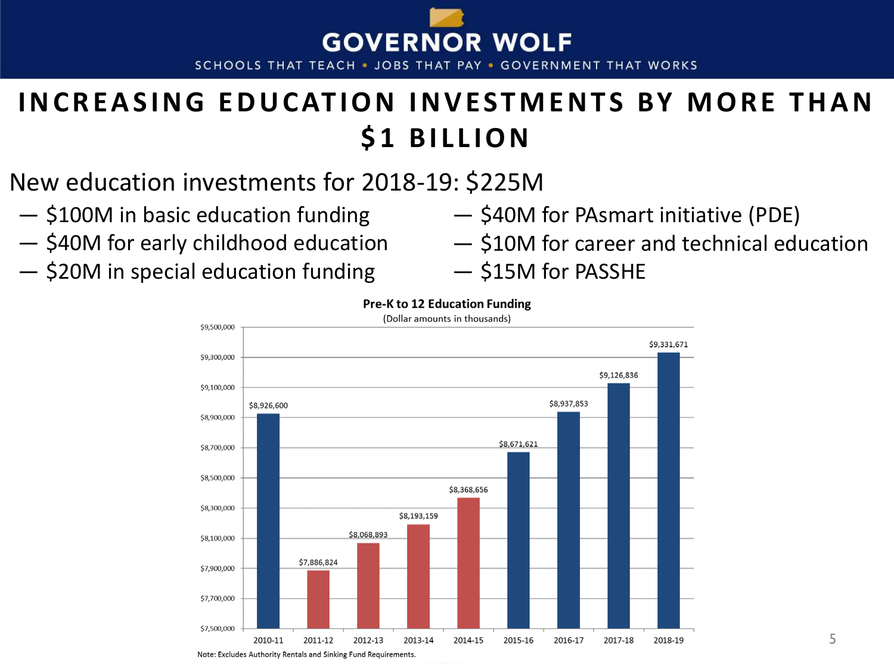GOVERNOR WOLF

SCHOOLS THAT TEACH • JOBS THAT PAY • GOVERNMENT THAT WORKS

# INCREASING EDUCATION INVESTMENTS BY MORE THAN $1 BILLION

New education investments for 2018-19: $225M

- $100M in basic education funding
- $40M for early childhood education
- $20M in special education funding
- $40M for PAsmart initiative (PDE)
- $10M for career and technical education
- $15M for PASSHE

**Pre-K to 12 Education Funding**

(Dollar amounts in thousands)

| Year | Funding |
|---|---|
| 2010-11 | $8,926,600 |
| 2011-12 | $7,886,824 |
| 2012-13 | $8,068,893 |
| 2013-14 | $8,193,159 |
| 2014-15 | $8,368,656 |
| 2015-16 | $8,671,621 |
| 2016-17 | $8,937,853 |
| 2017-18 | $9,126,836 |
| 2018-19 | $9,331,671 |

Note: Excludes Authority Rentals and Sinking Fund Requirements.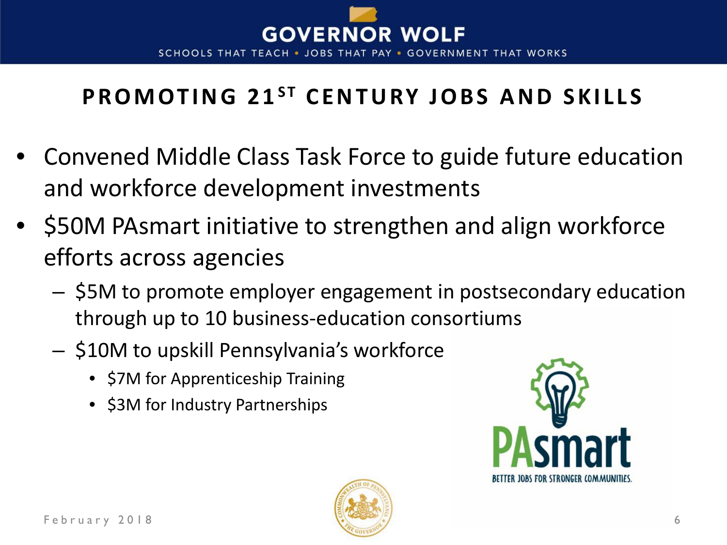## PROMOTING 21ST CENTURY JOBS AND SKILLS

- Convened Middle Class Task Force to guide future education and workforce development investments
- $50M PAsmart initiative to strengthen and align workforce efforts across agencies
  - $5M to promote employer engagement in postsecondary education through up to 10 business-education consortiums
  - $10M to upskill Pennsylvania's workforce
    - $7M for Apprenticeship Training
    - $3M for Industry Partnerships

PAsmart
BETTER JOBS FOR STRONGER COMMUNITIES.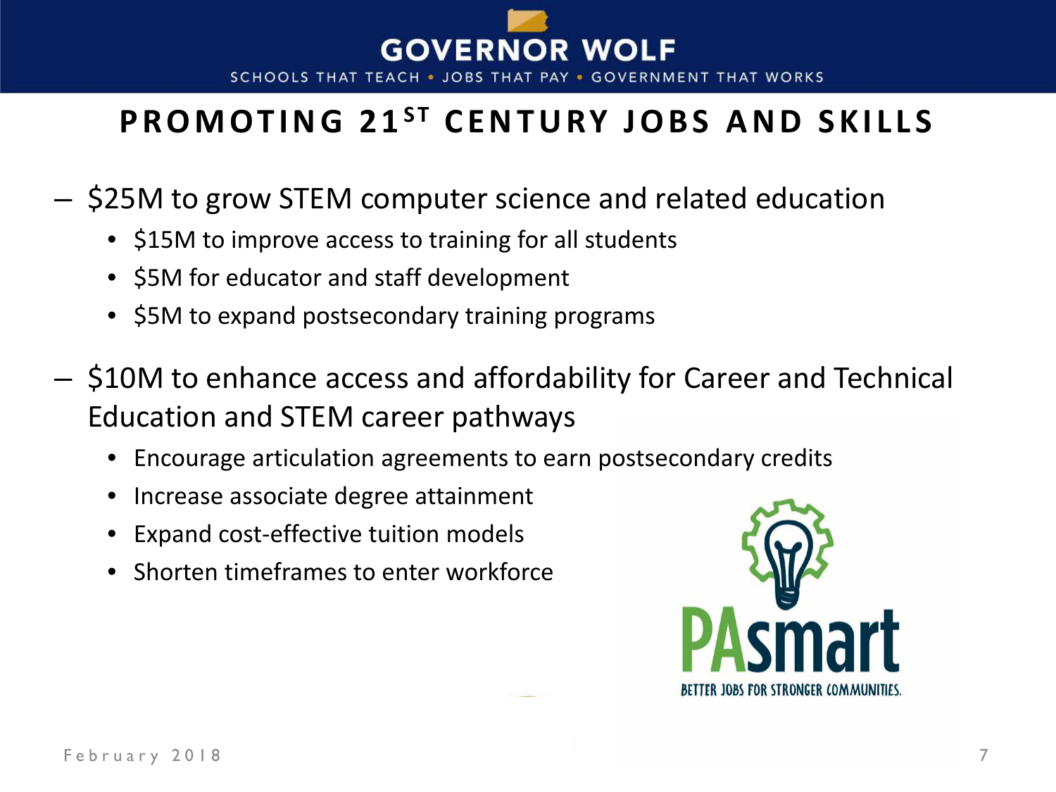# PROMOTING 21ST CENTURY JOBS AND SKILLS

- $25M to grow STEM computer science and related education
  - $15M to improve access to training for all students
  - $5M for educator and staff development
  - $5M to expand postsecondary training programs
- $10M to enhance access and affordability for Career and Technical Education and STEM career pathways
  - Encourage articulation agreements to earn postsecondary credits
  - Increase associate degree attainment
  - Expand cost-effective tuition models
  - Shorten timeframes to enter workforce

PAsmart

BETTER JOBS FOR STRONGER COMMUNITIES.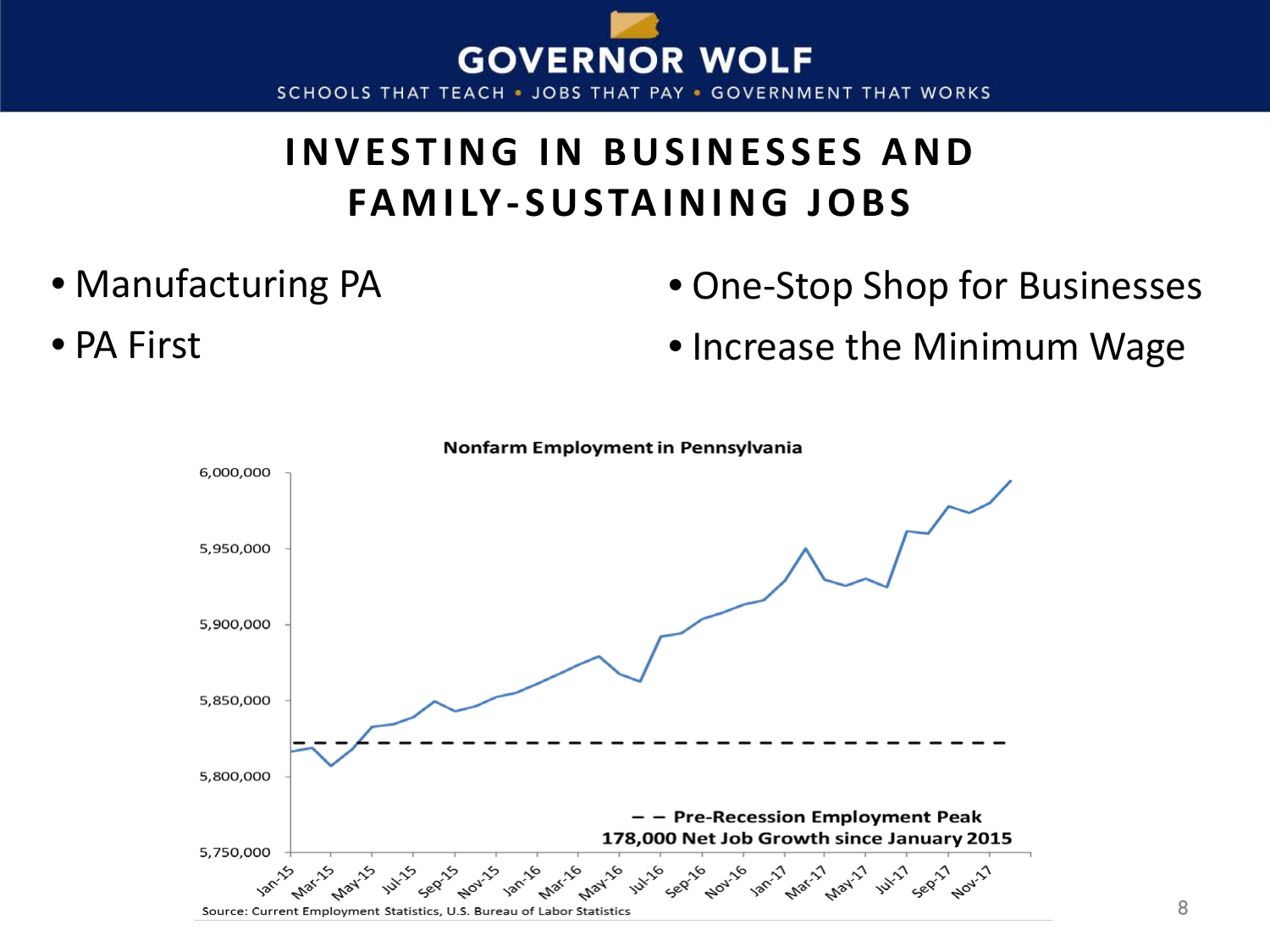# INVESTING IN BUSINESSES AND FAMILY-SUSTAINING JOBS

- Manufacturing PA
- PA First
- One-Stop Shop for Businesses
- Increase the Minimum Wage

**Nonfarm Employment in Pennsylvania**

– – Pre-Recession Employment Peak

178,000 Net Job Growth since January 2015

Source: Current Employment Statistics, U.S. Bureau of Labor Statistics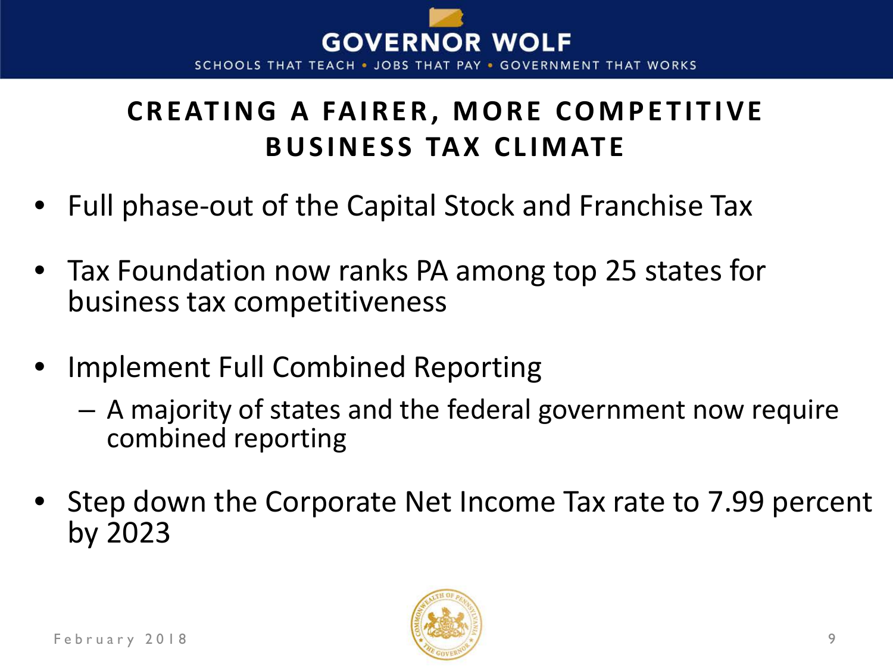# CREATING A FAIRER, MORE COMPETITIVE BUSINESS TAX CLIMATE

- Full phase-out of the Capital Stock and Franchise Tax
- Tax Foundation now ranks PA among top 25 states for business tax competitiveness
- Implement Full Combined Reporting
  - A majority of states and the federal government now require combined reporting
- Step down the Corporate Net Income Tax rate to 7.99 percent by 2023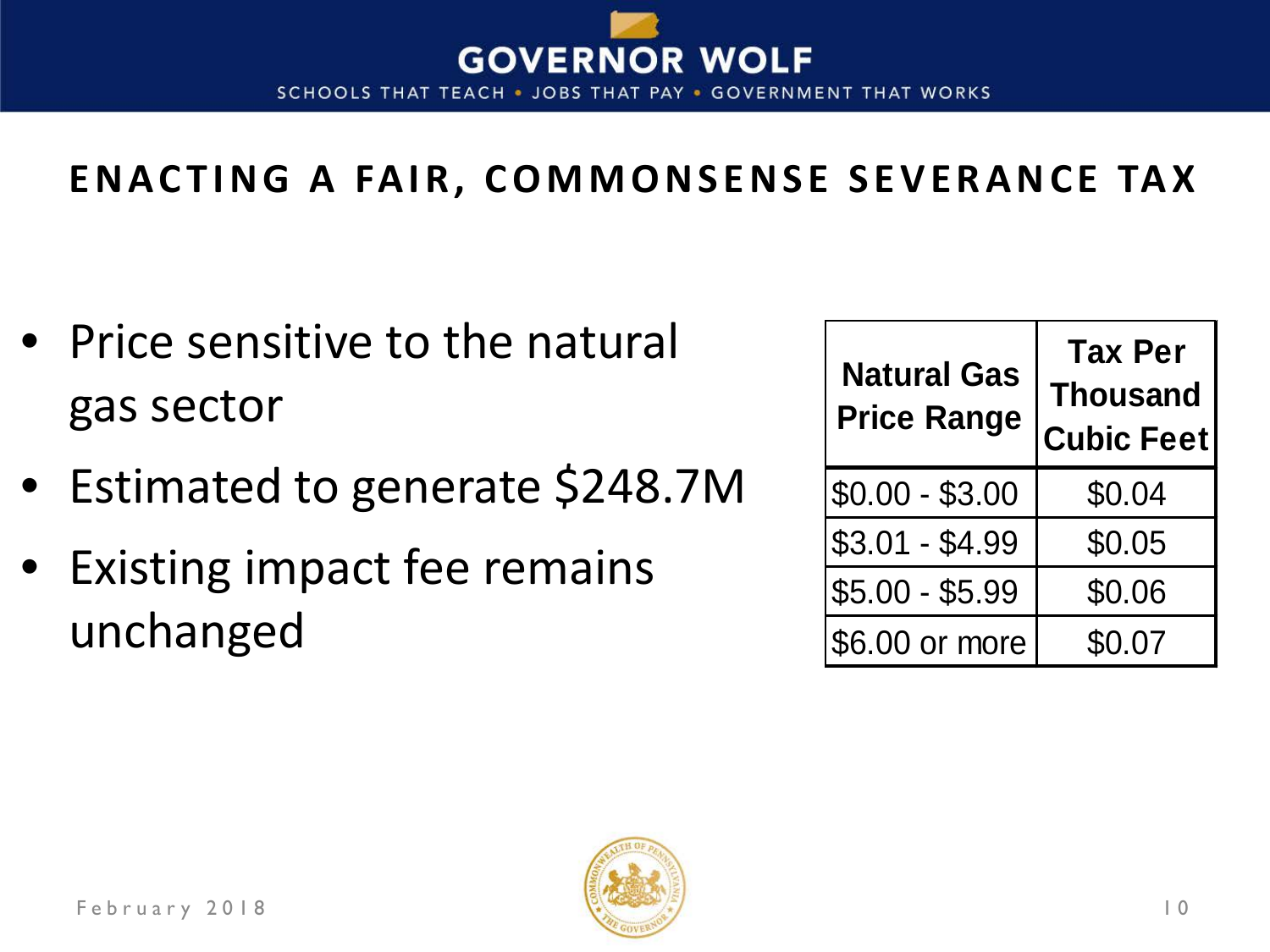# ENACTING A FAIR, COMMONSENSE SEVERANCE TAX

- Price sensitive to the natural gas sector
- Estimated to generate $248.7M
- Existing impact fee remains unchanged

| Natural Gas Price Range | Tax Per Thousand Cubic Feet |
|---|---|
| $0.00 - $3.00 | $0.04 |
| $3.01 - $4.99 | $0.05 |
| $5.00 - $5.99 | $0.06 |
| $6.00 or more | $0.07 |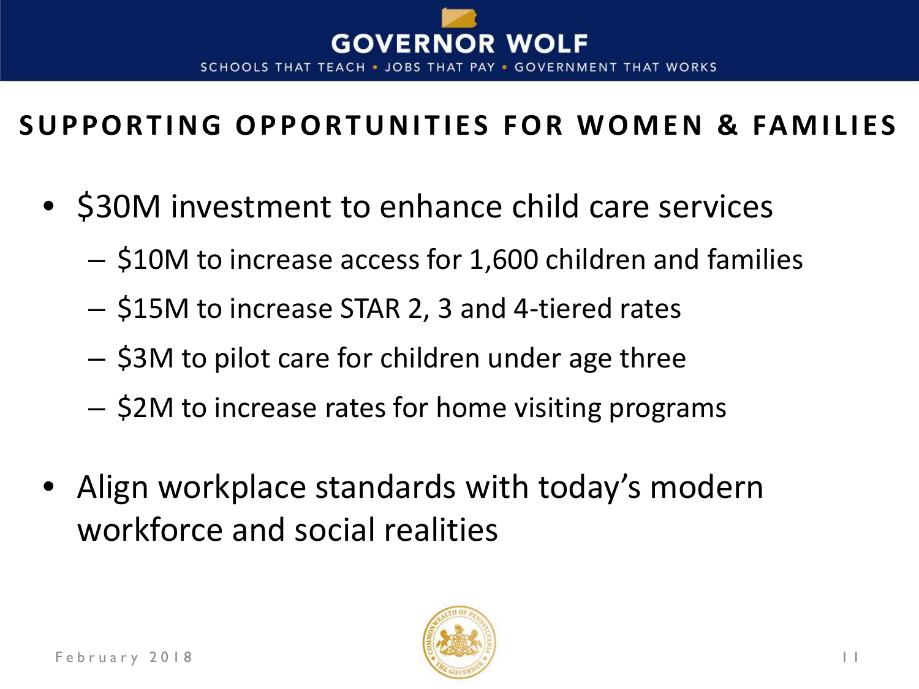## SUPPORTING OPPORTUNITIES FOR WOMEN & FAMILIES

- $30M investment to enhance child care services
  - $10M to increase access for 1,600 children and families
  - $15M to increase STAR 2, 3 and 4-tiered rates
  - $3M to pilot care for children under age three
  - $2M to increase rates for home visiting programs

- Align workplace standards with today's modern workforce and social realities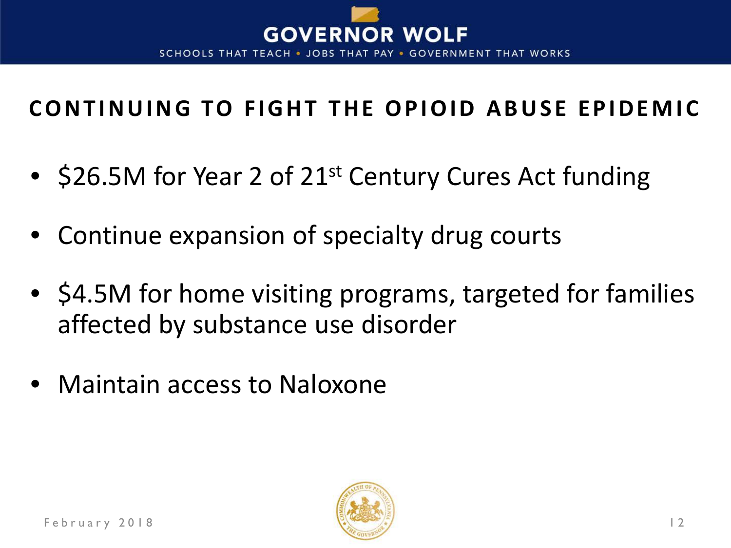## CONTINUING TO FIGHT THE OPIOID ABUSE EPIDEMIC

- $26.5M for Year 2 of 21st Century Cures Act funding
- Continue expansion of specialty drug courts
- $4.5M for home visiting programs, targeted for families affected by substance use disorder
- Maintain access to Naloxone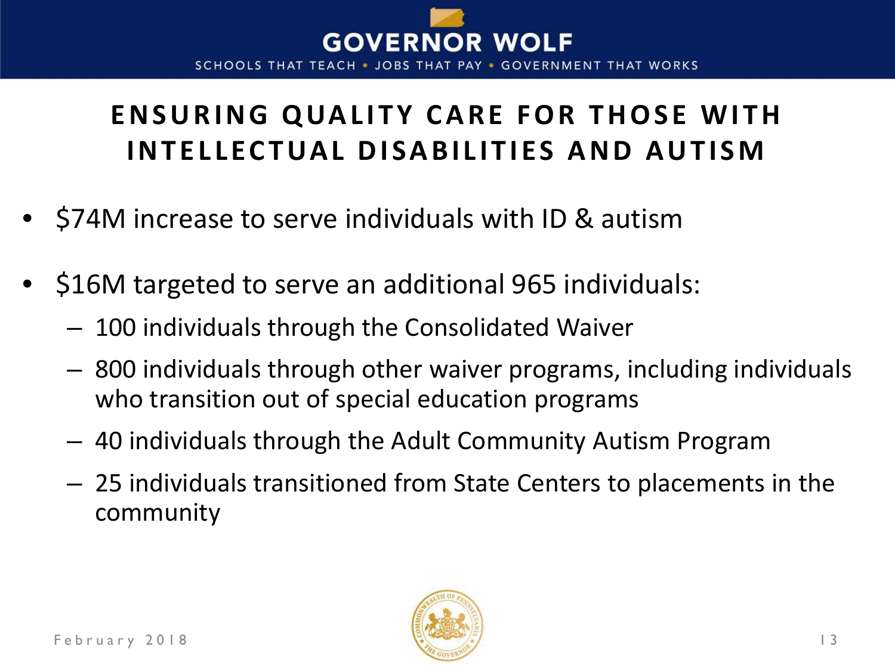# ENSURING QUALITY CARE FOR THOSE WITH INTELLECTUAL DISABILITIES AND AUTISM

- $74M increase to serve individuals with ID & autism
- $16M targeted to serve an additional 965 individuals:
  - 100 individuals through the Consolidated Waiver
  - 800 individuals through other waiver programs, including individuals who transition out of special education programs
  - 40 individuals through the Adult Community Autism Program
  - 25 individuals transitioned from State Centers to placements in the community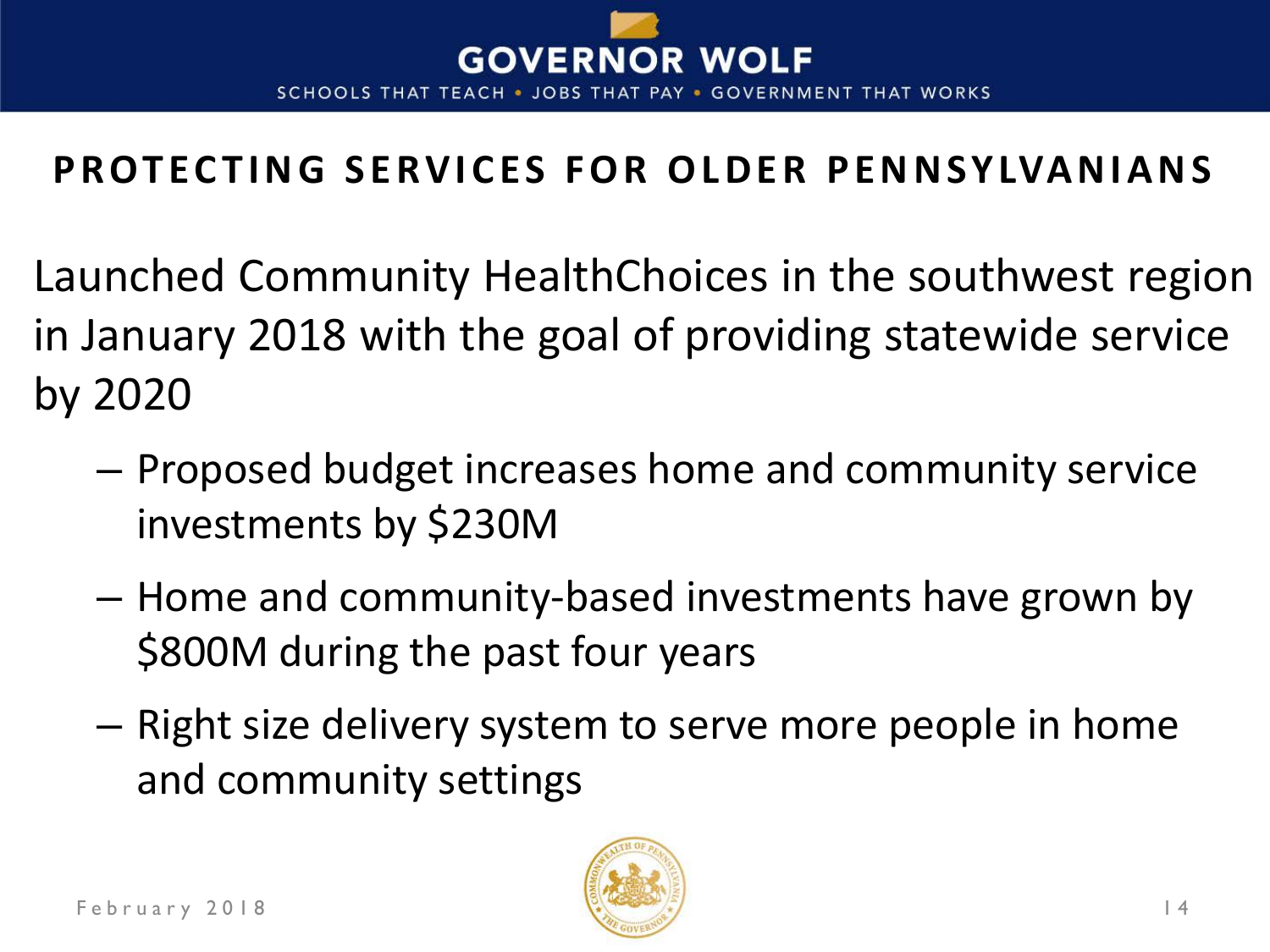## PROTECTING SERVICES FOR OLDER PENNSYLVANIANS

Launched Community HealthChoices in the southwest region in January 2018 with the goal of providing statewide service by 2020

- Proposed budget increases home and community service investments by $230M
- Home and community-based investments have grown by $800M during the past four years
- Right size delivery system to serve more people in home and community settings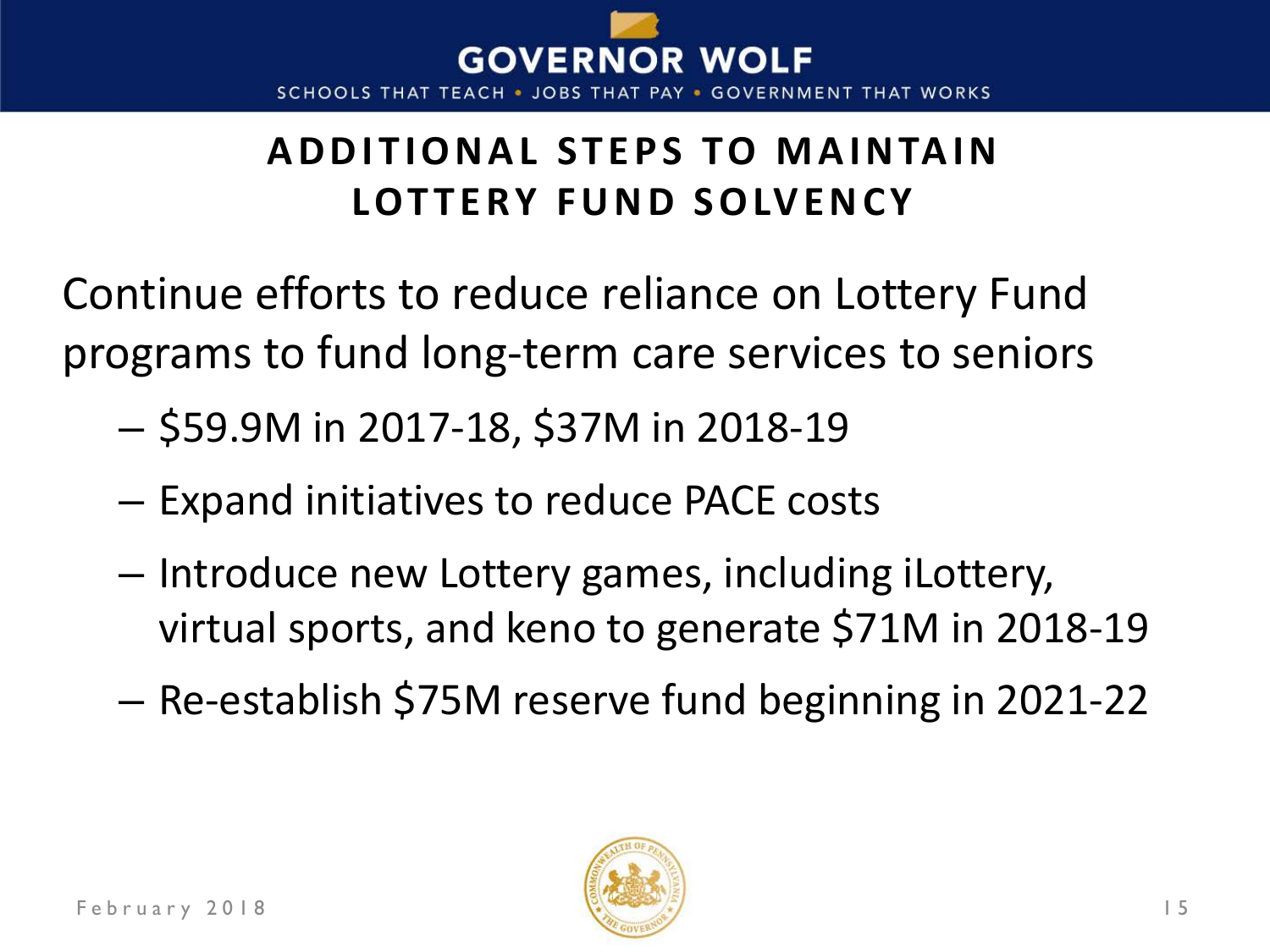# ADDITIONAL STEPS TO MAINTAIN LOTTERY FUND SOLVENCY

Continue efforts to reduce reliance on Lottery Fund programs to fund long-term care services to seniors

- $59.9M in 2017-18, $37M in 2018-19
- Expand initiatives to reduce PACE costs
- Introduce new Lottery games, including iLottery, virtual sports, and keno to generate $71M in 2018-19
- Re-establish $75M reserve fund beginning in 2021-22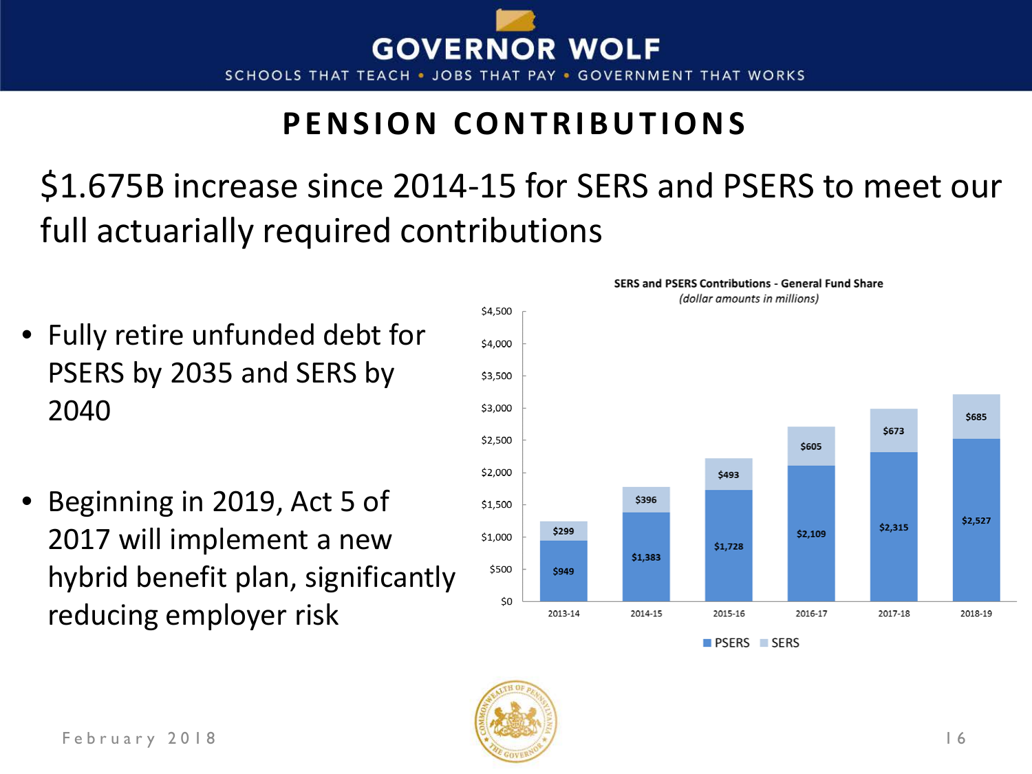# PENSION CONTRIBUTIONS

$1.675B increase since 2014-15 for SERS and PSERS to meet our full actuarially required contributions

- Fully retire unfunded debt for PSERS by 2035 and SERS by 2040
- Beginning in 2019, Act 5 of 2017 will implement a new hybrid benefit plan, significantly reducing employer risk

**SERS and PSERS Contributions - General Fund Share**
*(dollar amounts in millions)*

| | 2013-14 | 2014-15 | 2015-16 | 2016-17 | 2017-18 | 2018-19 |
|---|---|---|---|---|---|---|
| PSERS | $949 | $1,383 | $1,728 | $2,109 | $2,315 | $2,527 |
| SERS | $299 | $396 | $493 | $605 | $673 | $685 |

February 2018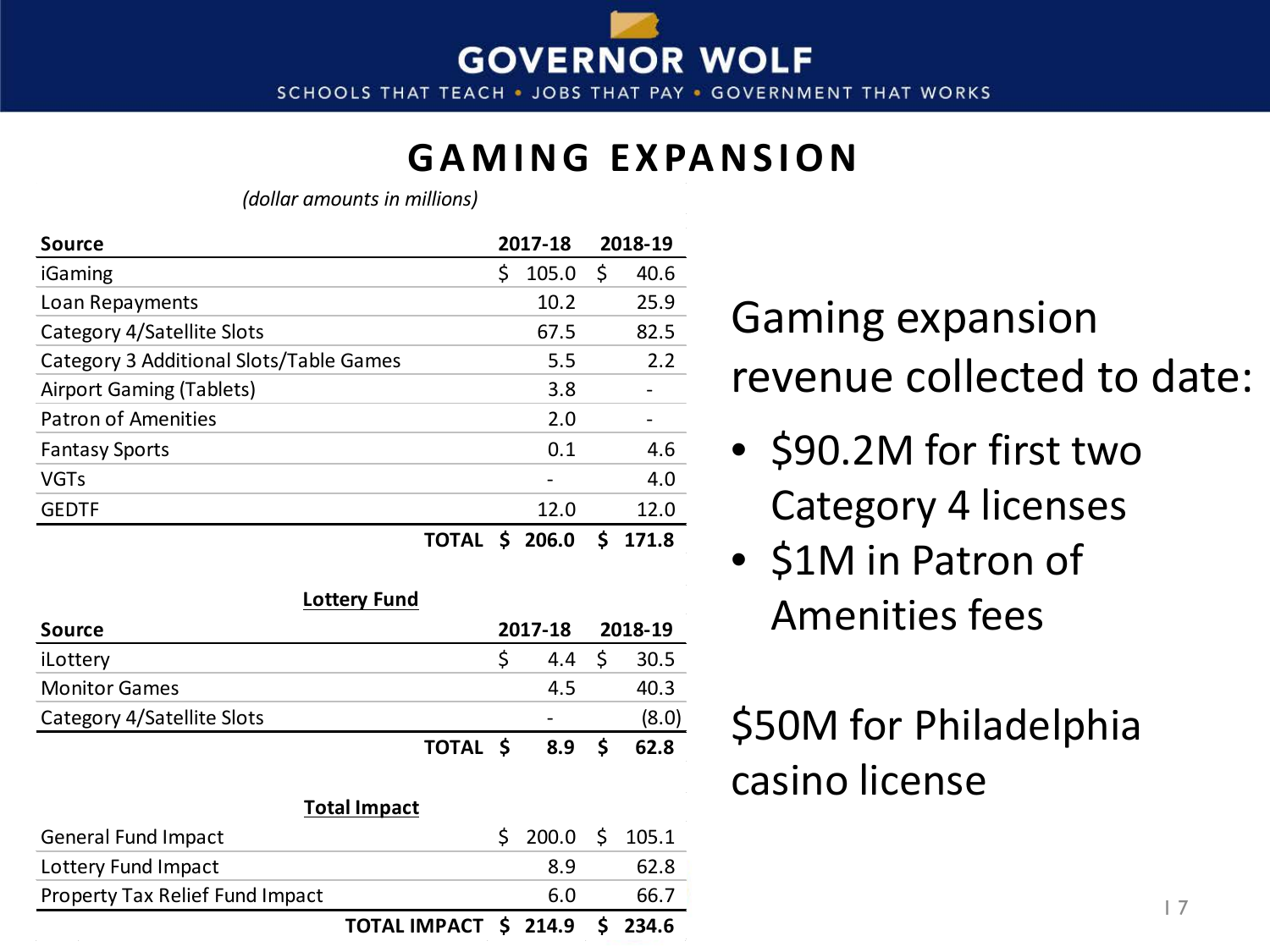# GAMING EXPANSION

*(dollar amounts in millions)*

| Source | 2017-18 | 2018-19 |
|---|---|---|
| iGaming | $ 105.0 | $ 40.6 |
| Loan Repayments | 10.2 | 25.9 |
| Category 4/Satellite Slots | 67.5 | 82.5 |
| Category 3 Additional Slots/Table Games | 5.5 | 2.2 |
| Airport Gaming (Tablets) | 3.8 | - |
| Patron of Amenities | 2.0 | - |
| Fantasy Sports | 0.1 | 4.6 |
| VGTs | - | 4.0 |
| GEDTF | 12.0 | 12.0 |
| **TOTAL** | **$ 206.0** | **$ 171.8** |

**Lottery Fund**

| Source | 2017-18 | 2018-19 |
|---|---|---|
| iLottery | $ 4.4 | $ 30.5 |
| Monitor Games | 4.5 | 40.3 |
| Category 4/Satellite Slots | - | (8.0) |
| **TOTAL** | **$ 8.9** | **$ 62.8** |

**Total Impact**

| | 2017-18 | 2018-19 |
|---|---|---|
| General Fund Impact | $ 200.0 | $ 105.1 |
| Lottery Fund Impact | 8.9 | 62.8 |
| Property Tax Relief Fund Impact | 6.0 | 66.7 |
| **TOTAL IMPACT** | **$ 214.9** | **$ 234.6** |

Gaming expansion revenue collected to date:

- $90.2M for first two Category 4 licenses
- $1M in Patron of Amenities fees

$50M for Philadelphia casino license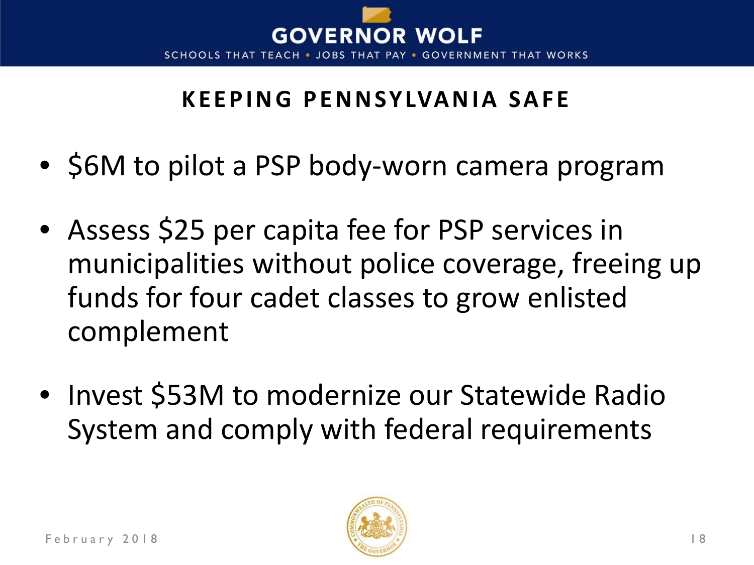## KEEPING PENNSYLVANIA SAFE

- $6M to pilot a PSP body-worn camera program
- Assess $25 per capita fee for PSP services in municipalities without police coverage, freeing up funds for four cadet classes to grow enlisted complement
- Invest $53M to modernize our Statewide Radio System and comply with federal requirements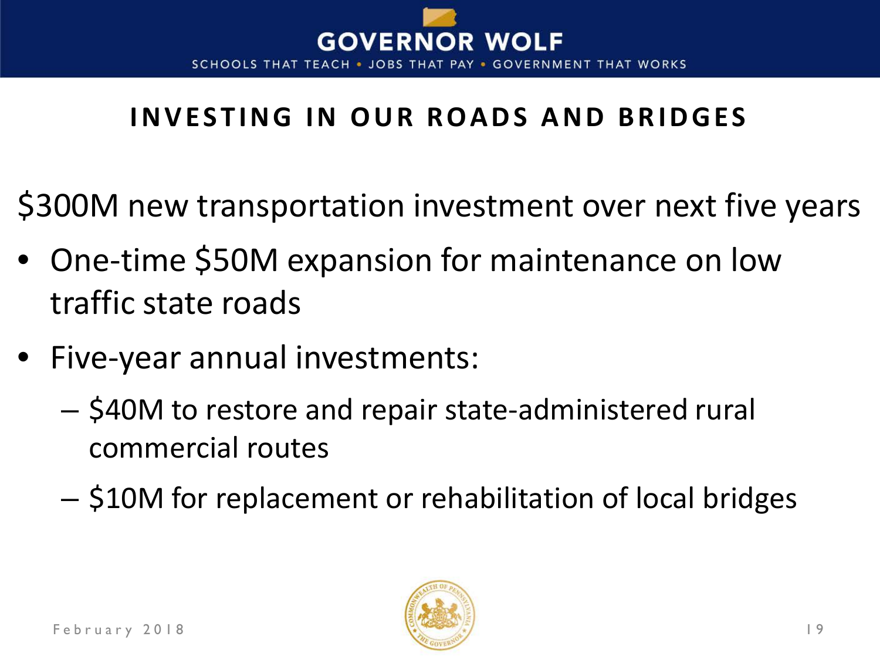# INVESTING IN OUR ROADS AND BRIDGES

$300M new transportation investment over next five years

- One-time $50M expansion for maintenance on low traffic state roads
- Five-year annual investments:
  - $40M to restore and repair state-administered rural commercial routes
  - $10M for replacement or rehabilitation of local bridges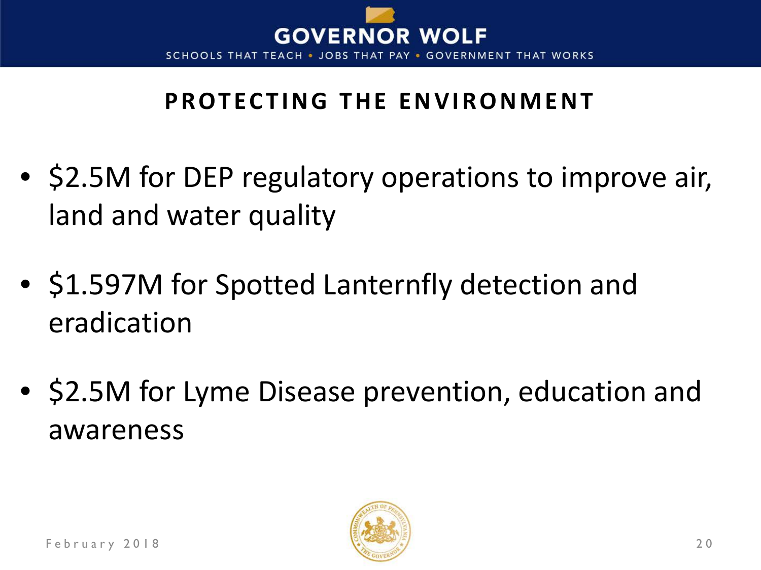## PROTECTING THE ENVIRONMENT

- $2.5M for DEP regulatory operations to improve air, land and water quality
- $1.597M for Spotted Lanternfly detection and eradication
- $2.5M for Lyme Disease prevention, education and awareness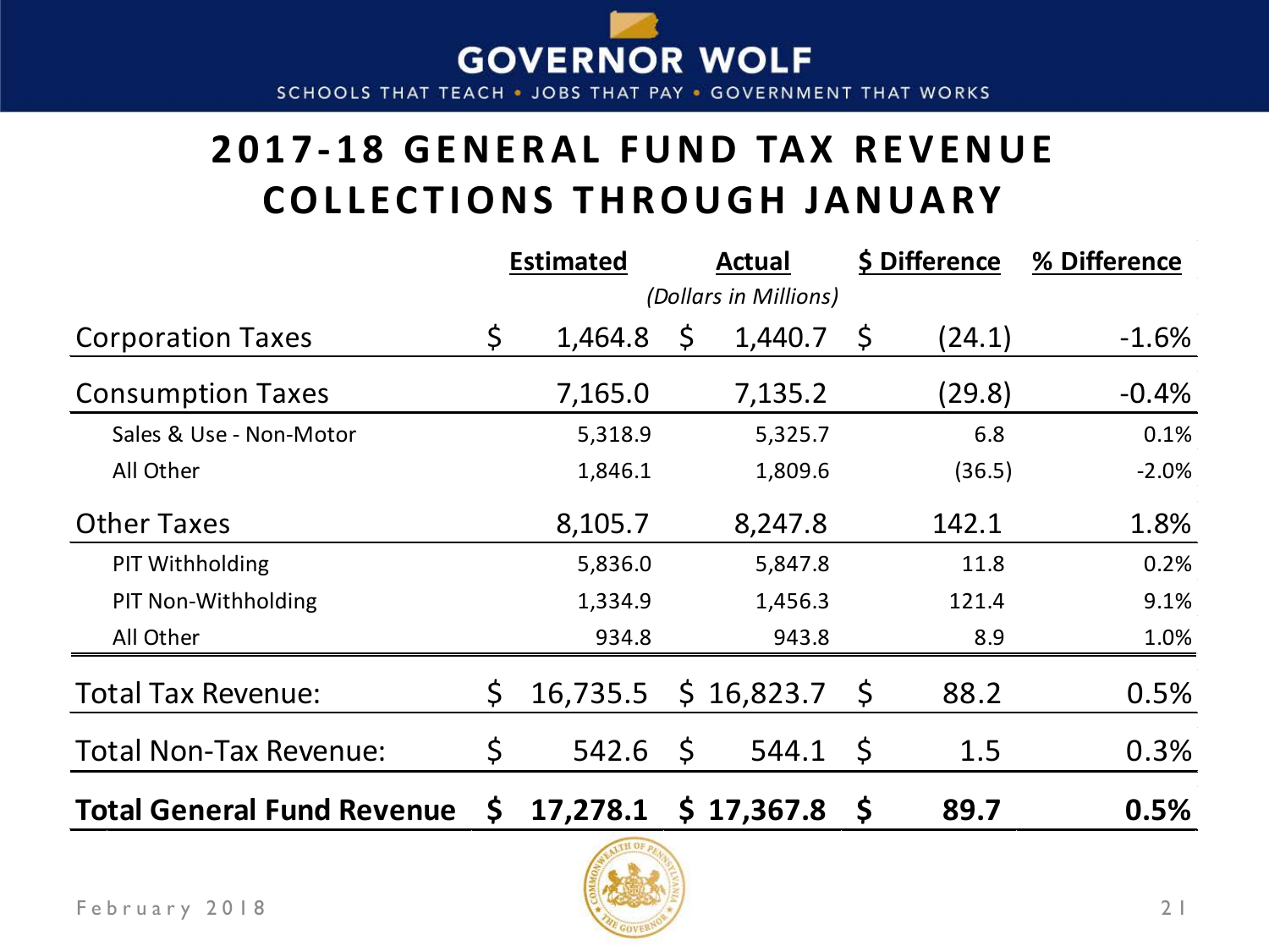# 2017-18 GENERAL FUND TAX REVENUE COLLECTIONS THROUGH JANUARY

| | Estimated | Actual | $ Difference | % Difference |
|---|---|---|---|---|
| | *(Dollars in Millions)* | | | |
| Corporation Taxes | $ 1,464.8 | $ 1,440.7 | $ (24.1) | -1.6% |
| Consumption Taxes | 7,165.0 | 7,135.2 | (29.8) | -0.4% |
| Sales & Use - Non-Motor | 5,318.9 | 5,325.7 | 6.8 | 0.1% |
| All Other | 1,846.1 | 1,809.6 | (36.5) | -2.0% |
| Other Taxes | 8,105.7 | 8,247.8 | 142.1 | 1.8% |
| PIT Withholding | 5,836.0 | 5,847.8 | 11.8 | 0.2% |
| PIT Non-Withholding | 1,334.9 | 1,456.3 | 121.4 | 9.1% |
| All Other | 934.8 | 943.8 | 8.9 | 1.0% |
| Total Tax Revenue: | $ 16,735.5 | $ 16,823.7 | $ 88.2 | 0.5% |
| Total Non-Tax Revenue: | $ 542.6 | $ 544.1 | $ 1.5 | 0.3% |
| **Total General Fund Revenue** | **$ 17,278.1** | **$ 17,367.8** | **$ 89.7** | **0.5%** |

February 2018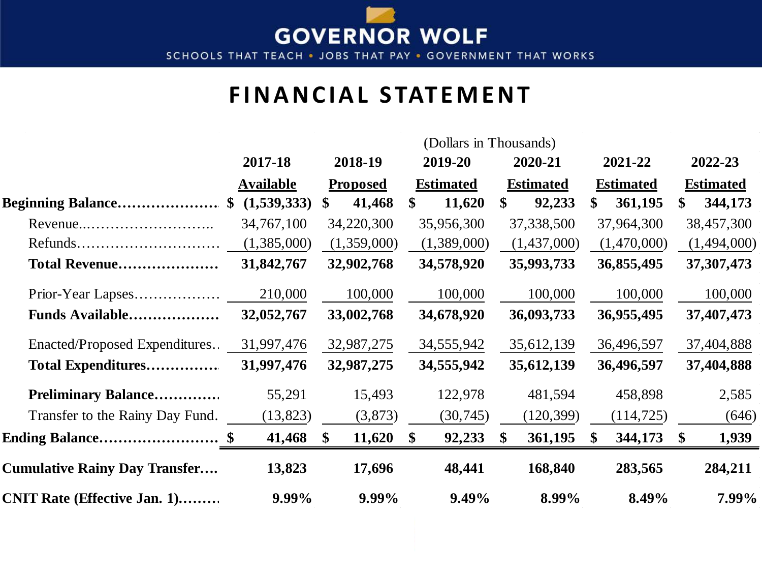GOVERNOR WOLF

SCHOOLS THAT TEACH • JOBS THAT PAY • GOVERNMENT THAT WORKS

# FINANCIAL STATEMENT

(Dollars in Thousands)

| | 2017-18 Available | 2018-19 Proposed | 2019-20 Estimated | 2020-21 Estimated | 2021-22 Estimated | 2022-23 Estimated |
|---|---|---|---|---|---|---|
| **Beginning Balance** | **$ (1,539,333)** | **$ 41,468** | **$ 11,620** | **$ 92,233** | **$ 361,195** | **$ 344,173** |
| Revenue | 34,767,100 | 34,220,300 | 35,956,300 | 37,338,500 | 37,964,300 | 38,457,300 |
| Refunds | (1,385,000) | (1,359,000) | (1,389,000) | (1,437,000) | (1,470,000) | (1,494,000) |
| **Total Revenue** | **31,842,767** | **32,902,768** | **34,578,920** | **35,993,733** | **36,855,495** | **37,307,473** |
| Prior-Year Lapses | 210,000 | 100,000 | 100,000 | 100,000 | 100,000 | 100,000 |
| **Funds Available** | **32,052,767** | **33,002,768** | **34,678,920** | **36,093,733** | **36,955,495** | **37,407,473** |
| Enacted/Proposed Expenditures | 31,997,476 | 32,987,275 | 34,555,942 | 35,612,139 | 36,496,597 | 37,404,888 |
| **Total Expenditures** | **31,997,476** | **32,987,275** | **34,555,942** | **35,612,139** | **36,496,597** | **37,404,888** |
| **Preliminary Balance** | 55,291 | 15,493 | 122,978 | 481,594 | 458,898 | 2,585 |
| Transfer to the Rainy Day Fund | (13,823) | (3,873) | (30,745) | (120,399) | (114,725) | (646) |
| **Ending Balance** | **$ 41,468** | **$ 11,620** | **$ 92,233** | **$ 361,195** | **$ 344,173** | **$ 1,939** |
| **Cumulative Rainy Day Transfer** | **13,823** | **17,696** | **48,441** | **168,840** | **283,565** | **284,211** |
| **CNIT Rate (Effective Jan. 1)** | **9.99%** | **9.99%** | **9.49%** | **8.99%** | **8.49%** | **7.99%** |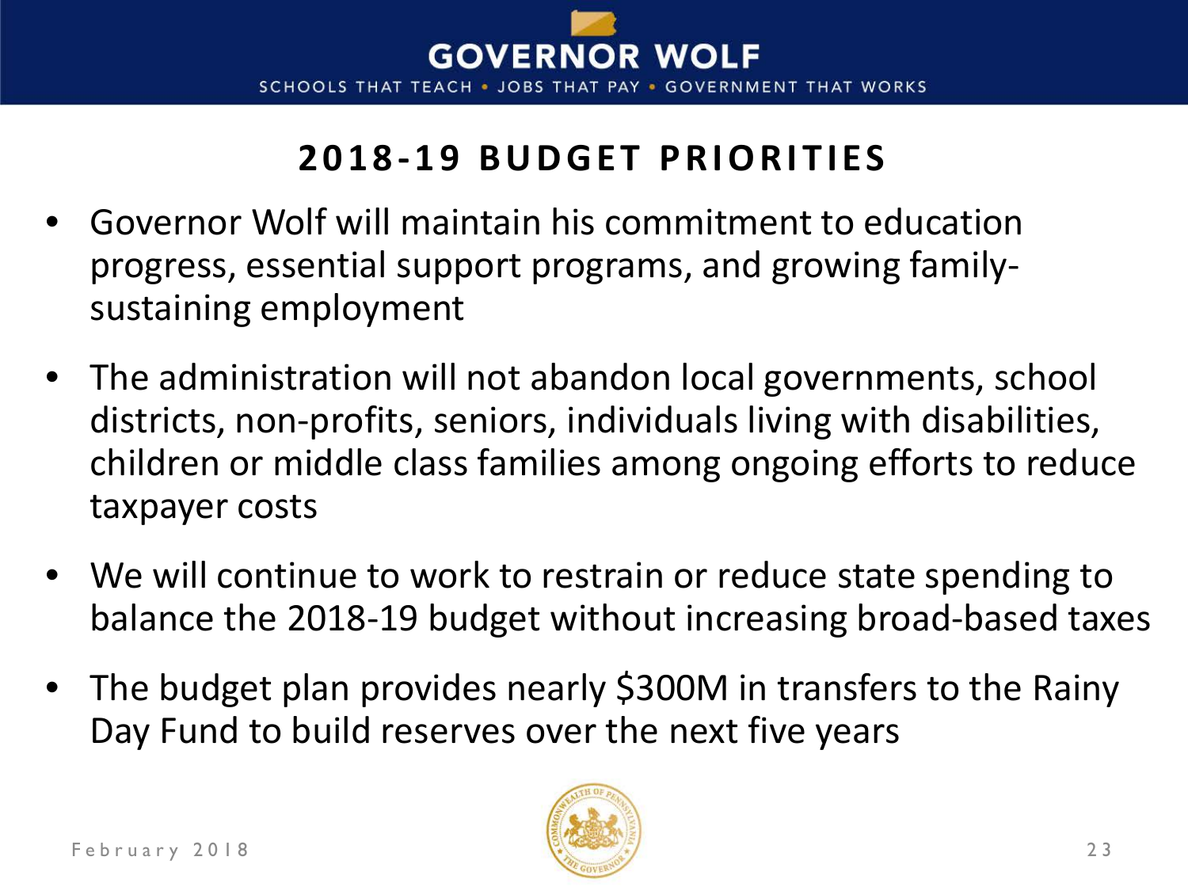# 2018-19 BUDGET PRIORITIES

- Governor Wolf will maintain his commitment to education progress, essential support programs, and growing family-sustaining employment
- The administration will not abandon local governments, school districts, non-profits, seniors, individuals living with disabilities, children or middle class families among ongoing efforts to reduce taxpayer costs
- We will continue to work to restrain or reduce state spending to balance the 2018-19 budget without increasing broad-based taxes
- The budget plan provides nearly $300M in transfers to the Rainy Day Fund to build reserves over the next five years